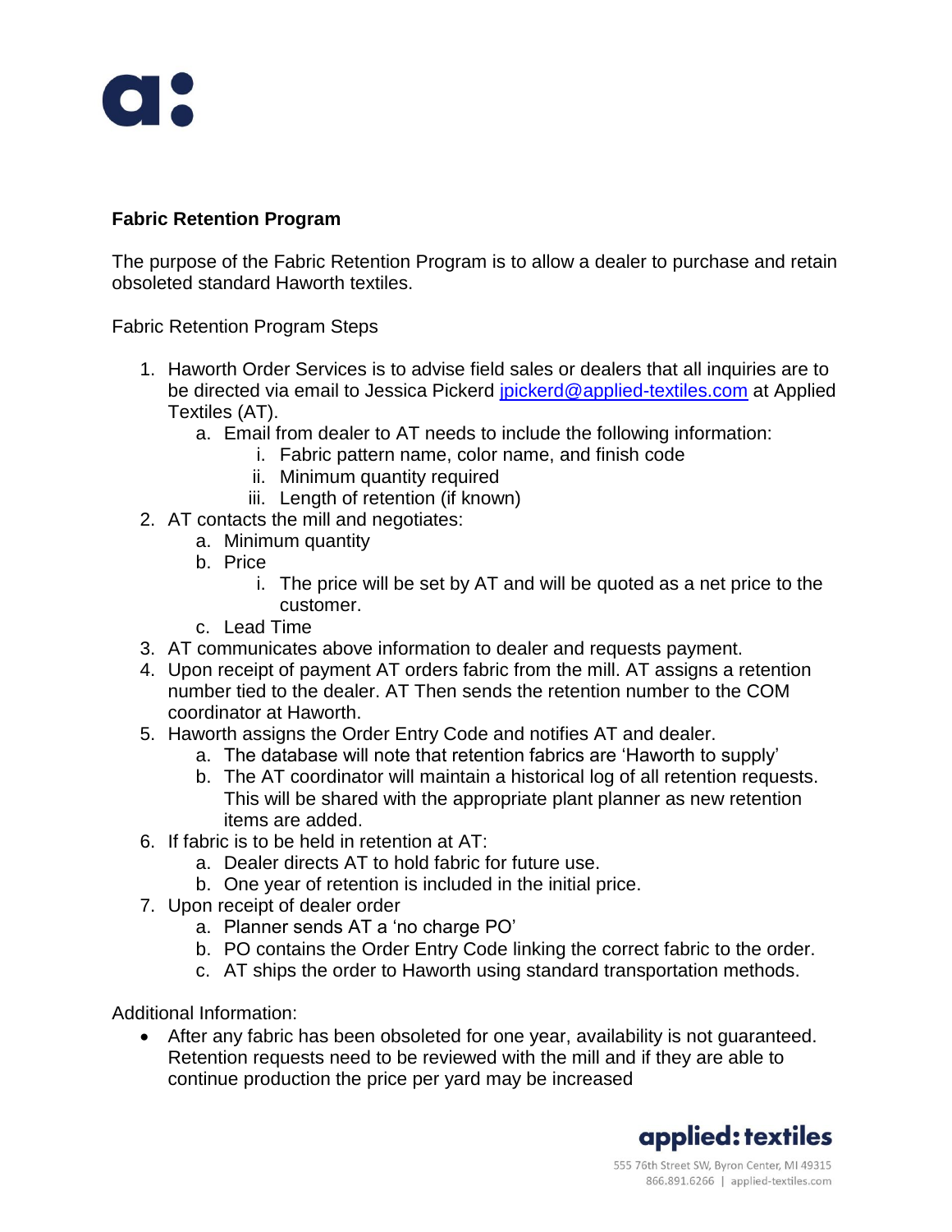**Fabric Retention Program**

The purpose of the Fabric Retention Program is to allow a dealer to purchase and retain obsoleted standard Haworth textiles.

Fabric Retention Program Steps

1. Haworth Order Services is to advise field sales or dealers that all inquiries are to be directed via email to Jessica Pickerd jpickerd@applied-textiles.com at Applied Textiles (AT).
   a. Email from dealer to AT needs to include the following information:
      i. Fabric pattern name, color name, and finish code
      ii. Minimum quantity required
      iii. Length of retention (if known)
2. AT contacts the mill and negotiates:
   a. Minimum quantity
   b. Price
      i. The price will be set by AT and will be quoted as a net price to the customer.
   c. Lead Time
3. AT communicates above information to dealer and requests payment.
4. Upon receipt of payment AT orders fabric from the mill. AT assigns a retention number tied to the dealer. AT Then sends the retention number to the COM coordinator at Haworth.
5. Haworth assigns the Order Entry Code and notifies AT and dealer.
   a. The database will note that retention fabrics are 'Haworth to supply'
   b. The AT coordinator will maintain a historical log of all retention requests. This will be shared with the appropriate plant planner as new retention items are added.
6. If fabric is to be held in retention at AT:
   a. Dealer directs AT to hold fabric for future use.
   b. One year of retention is included in the initial price.
7. Upon receipt of dealer order
   a. Planner sends AT a 'no charge PO'
   b. PO contains the Order Entry Code linking the correct fabric to the order.
   c. AT ships the order to Haworth using standard transportation methods.

Additional Information:

- After any fabric has been obsoleted for one year, availability is not guaranteed. Retention requests need to be reviewed with the mill and if they are able to continue production the price per yard may be increased

applied: textiles

555 76th Street SW, Byron Center, MI 49315
866.891.6266 | applied-textiles.com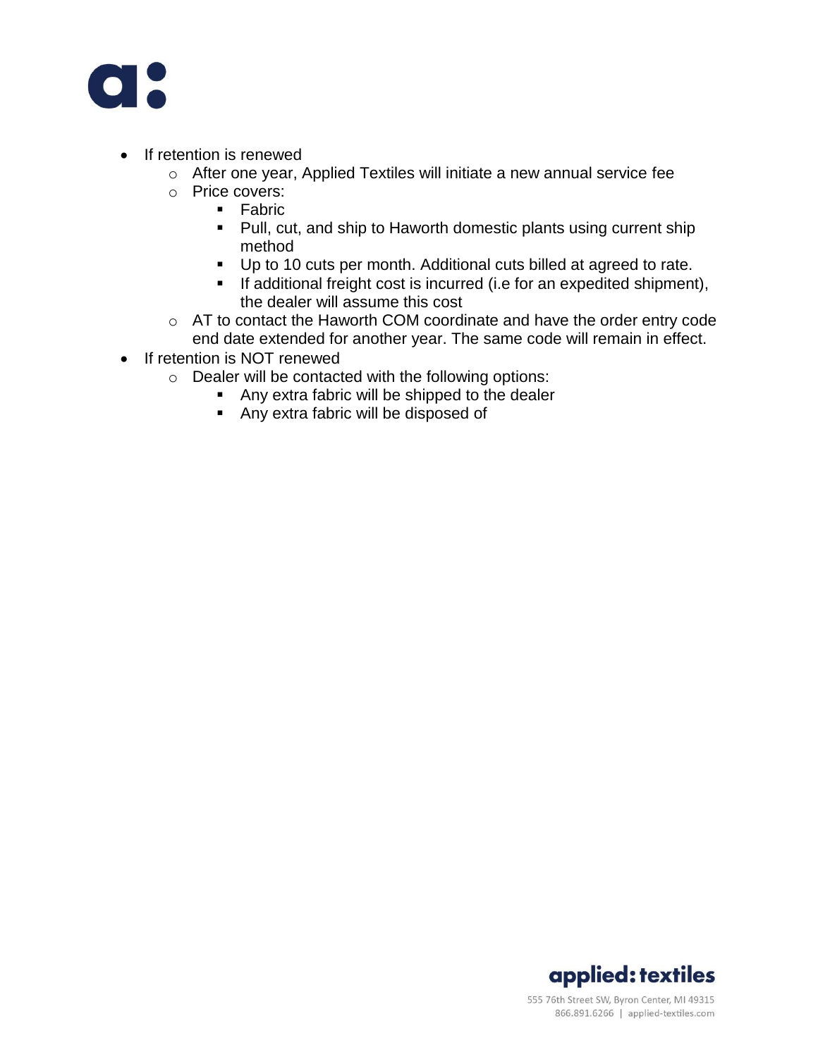- If retention is renewed
  - After one year, Applied Textiles will initiate a new annual service fee
  - Price covers:
    - Fabric
    - Pull, cut, and ship to Haworth domestic plants using current ship method
    - Up to 10 cuts per month. Additional cuts billed at agreed to rate.
    - If additional freight cost is incurred (i.e for an expedited shipment), the dealer will assume this cost
  - AT to contact the Haworth COM coordinate and have the order entry code end date extended for another year. The same code will remain in effect.
- If retention is NOT renewed
  - Dealer will be contacted with the following options:
    - Any extra fabric will be shipped to the dealer
    - Any extra fabric will be disposed of